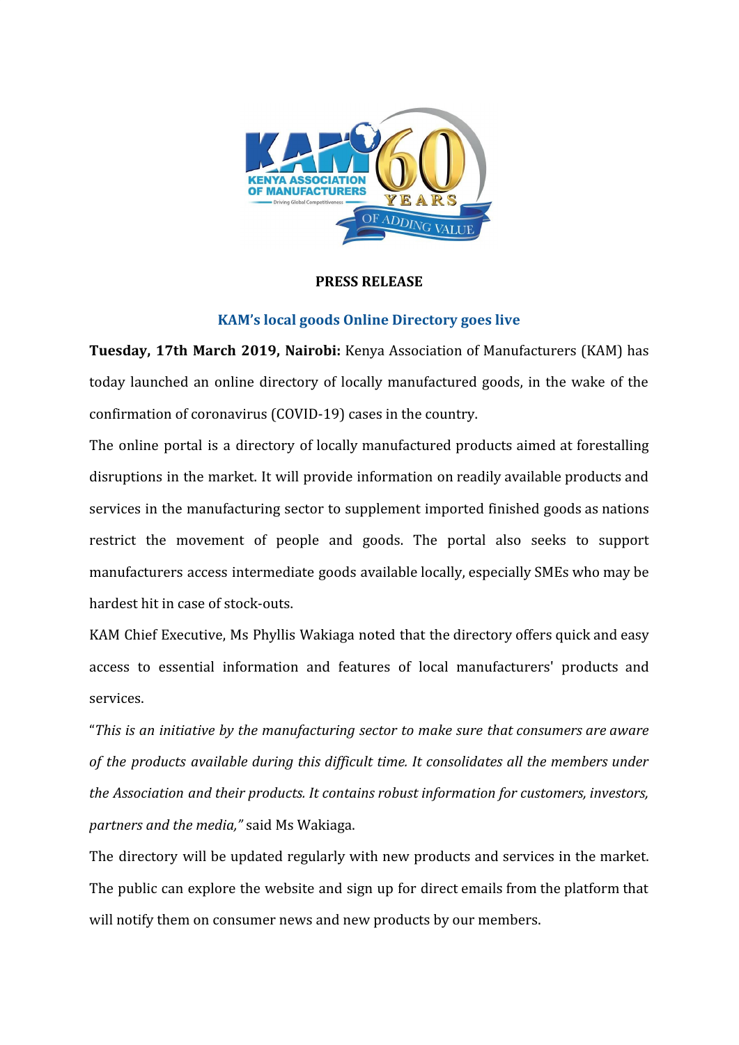**PRESS RELEASE**

## KAM's local goods Online Directory goes live

**Tuesday, 17th March 2019, Nairobi:** Kenya Association of Manufacturers (KAM) has today launched an online directory of locally manufactured goods, in the wake of the confirmation of coronavirus (COVID-19) cases in the country.

The online portal is a directory of locally manufactured products aimed at forestalling disruptions in the market. It will provide information on readily available products and services in the manufacturing sector to supplement imported finished goods as nations restrict the movement of people and goods. The portal also seeks to support manufacturers access intermediate goods available locally, especially SMEs who may be hardest hit in case of stock-outs.

KAM Chief Executive, Ms Phyllis Wakiaga noted that the directory offers quick and easy access to essential information and features of local manufacturers' products and services.

"*This is an initiative by the manufacturing sector to make sure that consumers are aware of the products available during this difficult time. It consolidates all the members under the Association and their products. It contains robust information for customers, investors, partners and the media,"* said Ms Wakiaga.

The directory will be updated regularly with new products and services in the market. The public can explore the website and sign up for direct emails from the platform that will notify them on consumer news and new products by our members.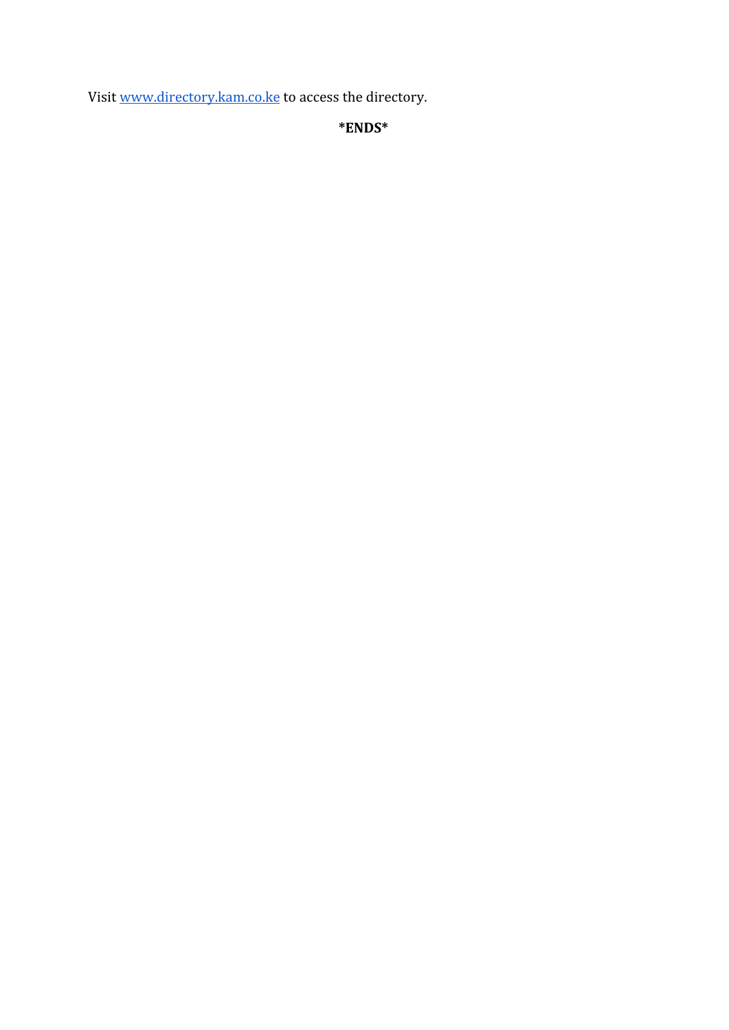Visit [www.directory.kam.co.ke](http://www.directory.kam.co.ke) to access the directory.

**\*ENDS\***

Visit [www.directory.kam.co.ke](http://www.directory.kam.co.ke) to access the directory.

***ENDS***